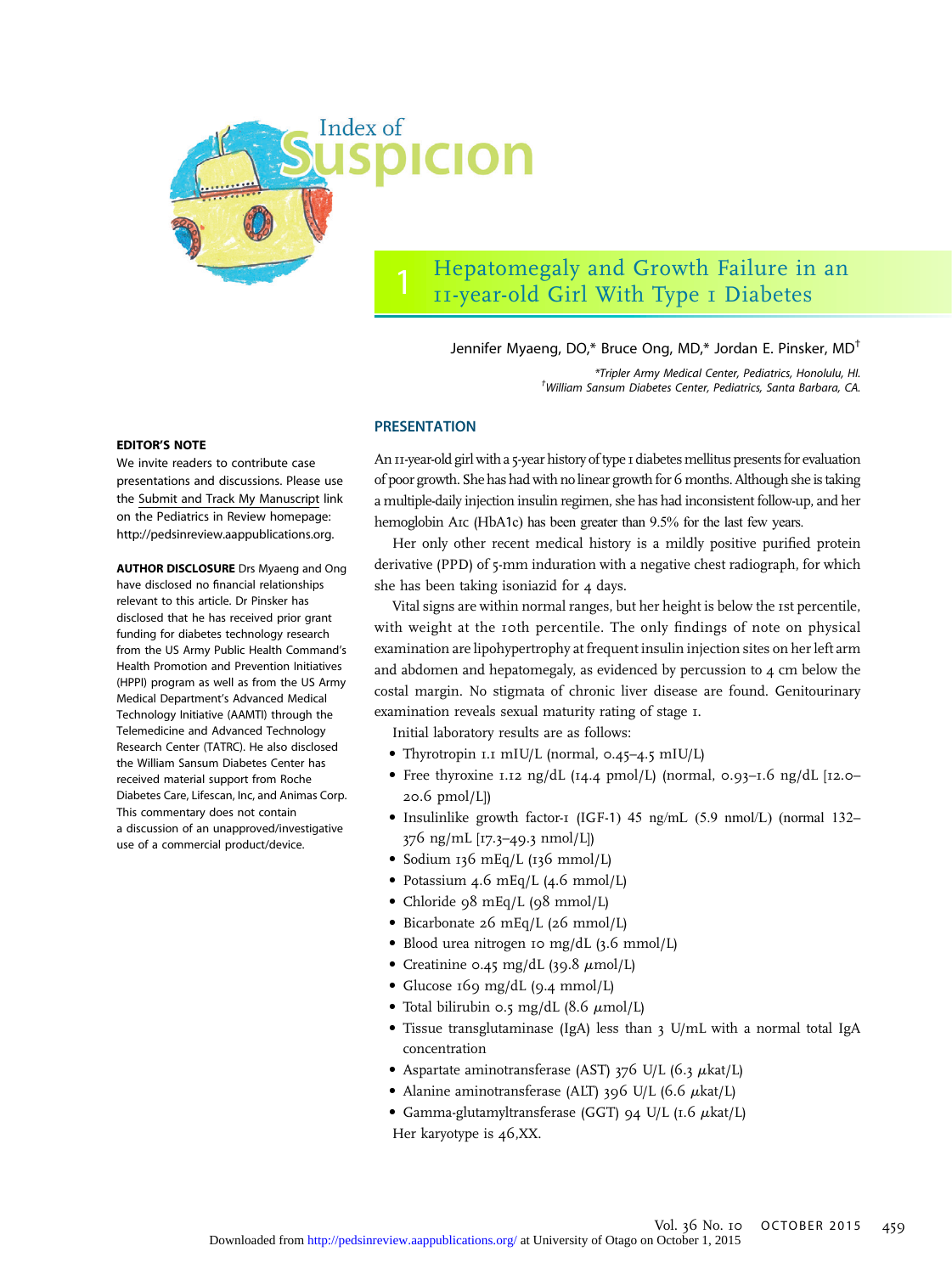# Index of Suspicion

## 1 Hepatomegaly and Growth Failure in an 11-year-old Girl With Type 1 Diabetes

Jennifer Myaeng, DO,* Bruce Ong, MD,* Jordan E. Pinsker, MD[†]

*Tripler Army Medical Center, Pediatrics, Honolulu, HI.
[†]William Sansum Diabetes Center, Pediatrics, Santa Barbara, CA.

**EDITOR'S NOTE**

We invite readers to contribute case presentations and discussions. Please use the Submit and Track My Manuscript link on the Pediatrics in Review homepage: http://pedsinreview.aappublications.org.

**AUTHOR DISCLOSURE** Drs Myaeng and Ong have disclosed no financial relationships relevant to this article. Dr Pinsker has disclosed that he has received prior grant funding for diabetes technology research from the US Army Public Health Command's Health Promotion and Prevention Initiatives (HPPI) program as well as from the US Army Medical Department's Advanced Medical Technology Initiative (AAMTI) through the Telemedicine and Advanced Technology Research Center (TATRC). He also disclosed the William Sansum Diabetes Center has received material support from Roche Diabetes Care, Lifescan, Inc, and Animas Corp. This commentary does not contain a discussion of an unapproved/investigative use of a commercial product/device.

### PRESENTATION

An 11-year-old girl with a 5-year history of type 1 diabetes mellitus presents for evaluation of poor growth. She has had with no linear growth for 6 months. Although she is taking a multiple-daily injection insulin regimen, she has had inconsistent follow-up, and her hemoglobin A1c (HbA1c) has been greater than 9.5% for the last few years.

Her only other recent medical history is a mildly positive purified protein derivative (PPD) of 5-mm induration with a negative chest radiograph, for which she has been taking isoniazid for 4 days.

Vital signs are within normal ranges, but her height is below the 1st percentile, with weight at the 10th percentile. The only findings of note on physical examination are lipohypertrophy at frequent insulin injection sites on her left arm and abdomen and hepatomegaly, as evidenced by percussion to 4 cm below the costal margin. No stigmata of chronic liver disease are found. Genitourinary examination reveals sexual maturity rating of stage 1.

Initial laboratory results are as follows:

- Thyrotropin 1.1 mIU/L (normal, 0.45–4.5 mIU/L)
- Free thyroxine 1.12 ng/dL (14.4 pmol/L) (normal, 0.93–1.6 ng/dL [12.0–20.6 pmol/L])
- Insulinlike growth factor-1 (IGF-1) 45 ng/mL (5.9 nmol/L) (normal 132–376 ng/mL [17.3–49.3 nmol/L])
- Sodium 136 mEq/L (136 mmol/L)
- Potassium 4.6 mEq/L (4.6 mmol/L)
- Chloride 98 mEq/L (98 mmol/L)
- Bicarbonate 26 mEq/L (26 mmol/L)
- Blood urea nitrogen 10 mg/dL (3.6 mmol/L)
- Creatinine 0.45 mg/dL (39.8 $\mu$mol/L)
- Glucose 169 mg/dL (9.4 mmol/L)
- Total bilirubin 0.5 mg/dL (8.6 $\mu$mol/L)
- Tissue transglutaminase (IgA) less than 3 U/mL with a normal total IgA concentration
- Aspartate aminotransferase (AST) 376 U/L (6.3 $\mu$kat/L)
- Alanine aminotransferase (ALT) 396 U/L (6.6 $\mu$kat/L)
- Gamma-glutamyltransferase (GGT) 94 U/L (1.6 $\mu$kat/L)

Her karyotype is 46,XX.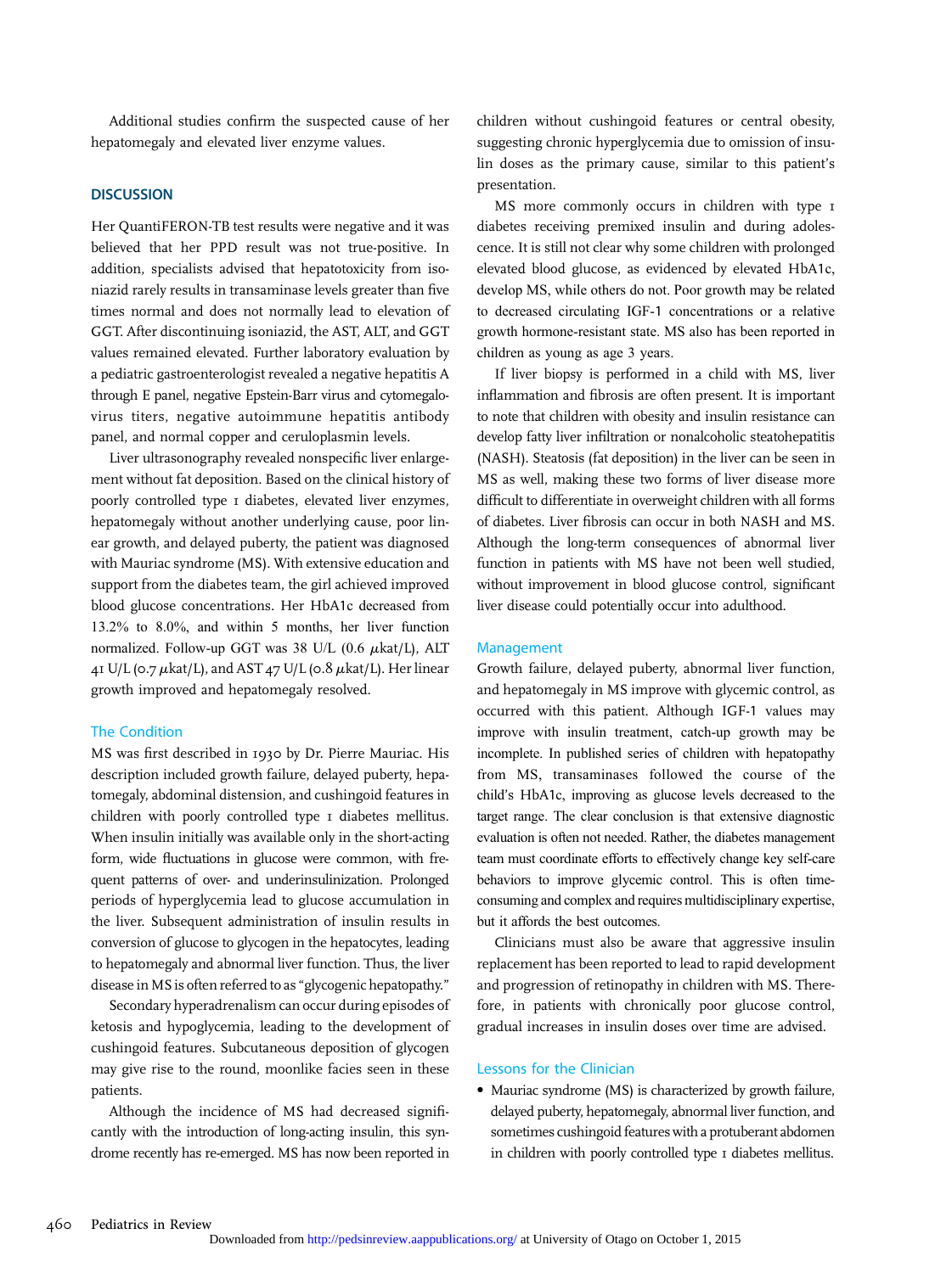Additional studies confirm the suspected cause of her hepatomegaly and elevated liver enzyme values.

## DISCUSSION

Her QuantiFERON-TB test results were negative and it was believed that her PPD result was not true-positive. In addition, specialists advised that hepatotoxicity from isoniazid rarely results in transaminase levels greater than five times normal and does not normally lead to elevation of GGT. After discontinuing isoniazid, the AST, ALT, and GGT values remained elevated. Further laboratory evaluation by a pediatric gastroenterologist revealed a negative hepatitis A through E panel, negative Epstein-Barr virus and cytomegalovirus titers, negative autoimmune hepatitis antibody panel, and normal copper and ceruloplasmin levels.

Liver ultrasonography revealed nonspecific liver enlargement without fat deposition. Based on the clinical history of poorly controlled type 1 diabetes, elevated liver enzymes, hepatomegaly without another underlying cause, poor linear growth, and delayed puberty, the patient was diagnosed with Mauriac syndrome (MS). With extensive education and support from the diabetes team, the girl achieved improved blood glucose concentrations. Her HbA1c decreased from 13.2% to 8.0%, and within 5 months, her liver function normalized. Follow-up GGT was 38 U/L (0.6 $\mu$kat/L), ALT 41 U/L (0.7 $\mu$kat/L), and AST 47 U/L (0.8 $\mu$kat/L). Her linear growth improved and hepatomegaly resolved.

### The Condition

MS was first described in 1930 by Dr. Pierre Mauriac. His description included growth failure, delayed puberty, hepatomegaly, abdominal distension, and cushingoid features in children with poorly controlled type 1 diabetes mellitus. When insulin initially was available only in the short-acting form, wide fluctuations in glucose were common, with frequent patterns of over- and underinsulinization. Prolonged periods of hyperglycemia lead to glucose accumulation in the liver. Subsequent administration of insulin results in conversion of glucose to glycogen in the hepatocytes, leading to hepatomegaly and abnormal liver function. Thus, the liver disease in MS is often referred to as "glycogenic hepatopathy."

Secondary hyperadrenalism can occur during episodes of ketosis and hypoglycemia, leading to the development of cushingoid features. Subcutaneous deposition of glycogen may give rise to the round, moonlike facies seen in these patients.

Although the incidence of MS had decreased significantly with the introduction of long-acting insulin, this syndrome recently has re-emerged. MS has now been reported in children without cushingoid features or central obesity, suggesting chronic hyperglycemia due to omission of insulin doses as the primary cause, similar to this patient's presentation.

MS more commonly occurs in children with type 1 diabetes receiving premixed insulin and during adolescence. It is still not clear why some children with prolonged elevated blood glucose, as evidenced by elevated HbA1c, develop MS, while others do not. Poor growth may be related to decreased circulating IGF-1 concentrations or a relative growth hormone-resistant state. MS also has been reported in children as young as age 3 years.

If liver biopsy is performed in a child with MS, liver inflammation and fibrosis are often present. It is important to note that children with obesity and insulin resistance can develop fatty liver infiltration or nonalcoholic steatohepatitis (NASH). Steatosis (fat deposition) in the liver can be seen in MS as well, making these two forms of liver disease more difficult to differentiate in overweight children with all forms of diabetes. Liver fibrosis can occur in both NASH and MS. Although the long-term consequences of abnormal liver function in patients with MS have not been well studied, without improvement in blood glucose control, significant liver disease could potentially occur into adulthood.

### Management

Growth failure, delayed puberty, abnormal liver function, and hepatomegaly in MS improve with glycemic control, as occurred with this patient. Although IGF-1 values may improve with insulin treatment, catch-up growth may be incomplete. In published series of children with hepatopathy from MS, transaminases followed the course of the child's HbA1c, improving as glucose levels decreased to the target range. The clear conclusion is that extensive diagnostic evaluation is often not needed. Rather, the diabetes management team must coordinate efforts to effectively change key self-care behaviors to improve glycemic control. This is often time-consuming and complex and requires multidisciplinary expertise, but it affords the best outcomes.

Clinicians must also be aware that aggressive insulin replacement has been reported to lead to rapid development and progression of retinopathy in children with MS. Therefore, in patients with chronically poor glucose control, gradual increases in insulin doses over time are advised.

### Lessons for the Clinician

- Mauriac syndrome (MS) is characterized by growth failure, delayed puberty, hepatomegaly, abnormal liver function, and sometimes cushingoid features with a protuberant abdomen in children with poorly controlled type 1 diabetes mellitus.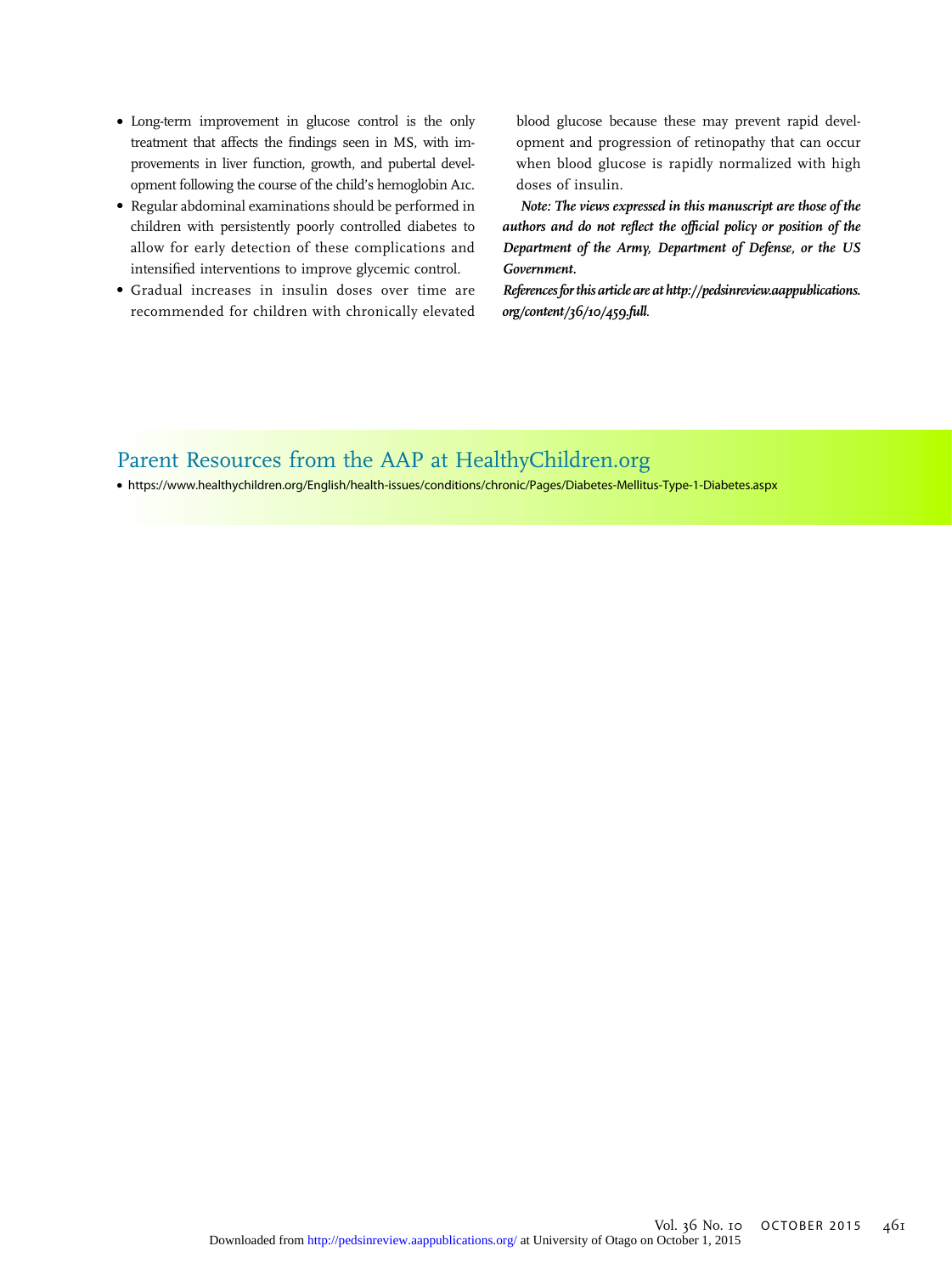- Long-term improvement in glucose control is the only treatment that affects the findings seen in MS, with improvements in liver function, growth, and pubertal development following the course of the child's hemoglobin A1c.
- Regular abdominal examinations should be performed in children with persistently poorly controlled diabetes to allow for early detection of these complications and intensified interventions to improve glycemic control.
- Gradual increases in insulin doses over time are recommended for children with chronically elevated blood glucose because these may prevent rapid development and progression of retinopathy that can occur when blood glucose is rapidly normalized with high doses of insulin.

***Note: The views expressed in this manuscript are those of the authors and do not reflect the official policy or position of the Department of the Army, Department of Defense, or the US Government.***

***References for this article are at http://pedsinreview.aappublications.org/content/36/10/459.full.***

## Parent Resources from the AAP at HealthyChildren.org

- https://www.healthychildren.org/English/health-issues/conditions/chronic/Pages/Diabetes-Mellitus-Type-1-Diabetes.aspx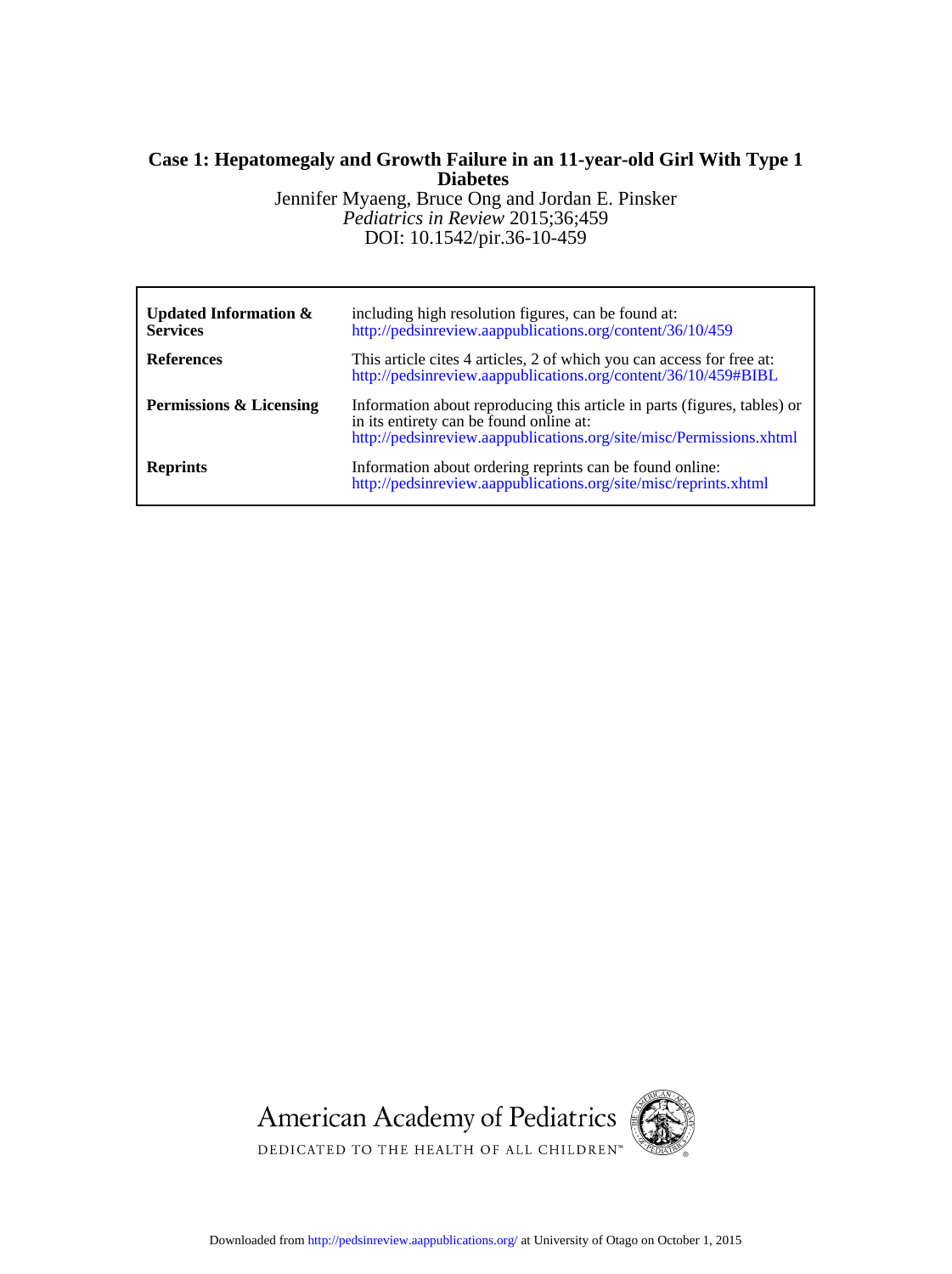**Case 1: Hepatomegaly and Growth Failure in an 11-year-old Girl With Type 1 Diabetes**

Jennifer Myaeng, Bruce Ong and Jordan E. Pinsker

*Pediatrics in Review* 2015;36;459

DOI: 10.1542/pir.36-10-459

| | |
|---|---|
| **Updated Information & Services** | including high resolution figures, can be found at: http://pedsinreview.aappublications.org/content/36/10/459 |
| **References** | This article cites 4 articles, 2 of which you can access for free at: http://pedsinreview.aappublications.org/content/36/10/459#BIBL |
| **Permissions & Licensing** | Information about reproducing this article in parts (figures, tables) or in its entirety can be found online at: http://pedsinreview.aappublications.org/site/misc/Permissions.xhtml |
| **Reprints** | Information about ordering reprints can be found online: http://pedsinreview.aappublications.org/site/misc/reprints.xhtml |

American Academy of Pediatrics

DEDICATED TO THE HEALTH OF ALL CHILDREN™

Downloaded from http://pedsinreview.aappublications.org/ at University of Otago on October 1, 2015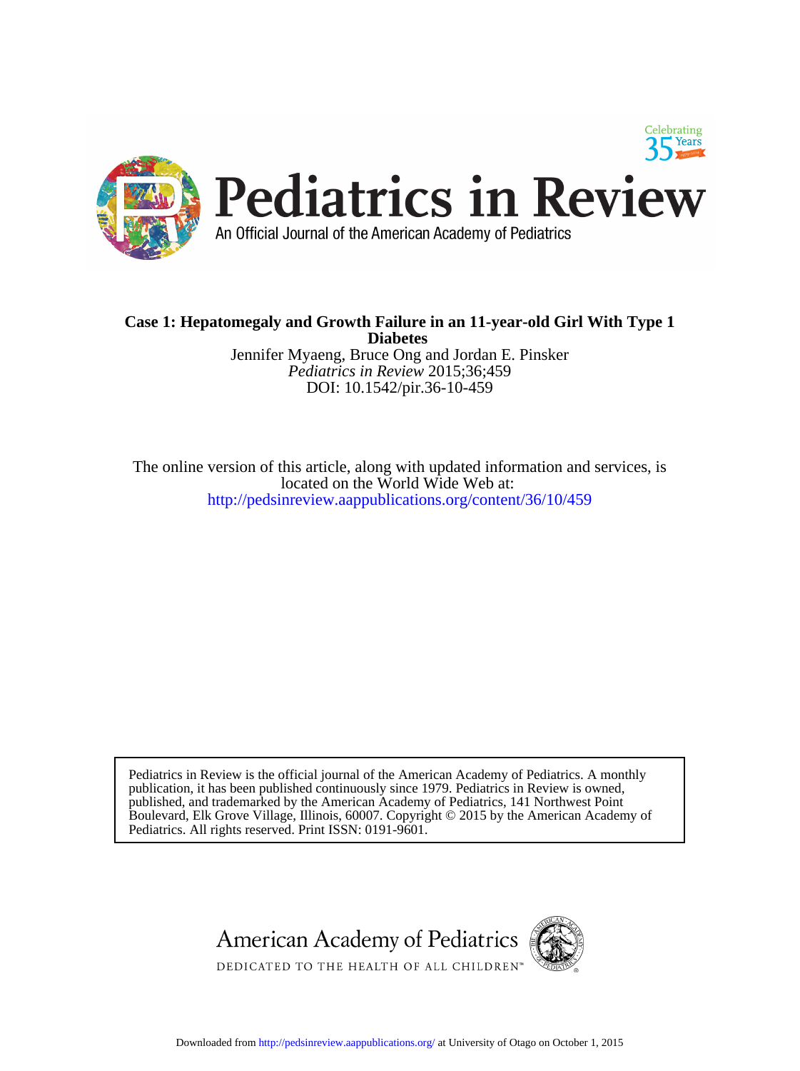# Pediatrics in Review

An Official Journal of the American Academy of Pediatrics

**Case 1: Hepatomegaly and Growth Failure in an 11-year-old Girl With Type 1 Diabetes**

Jennifer Myaeng, Bruce Ong and Jordan E. Pinsker

*Pediatrics in Review* 2015;36;459

DOI: 10.1542/pir.36-10-459

The online version of this article, along with updated information and services, is located on the World Wide Web at:

http://pedsinreview.aappublications.org/content/36/10/459

Pediatrics in Review is the official journal of the American Academy of Pediatrics. A monthly publication, it has been published continuously since 1979. Pediatrics in Review is owned, published, and trademarked by the American Academy of Pediatrics, 141 Northwest Point Boulevard, Elk Grove Village, Illinois, 60007. Copyright © 2015 by the American Academy of Pediatrics. All rights reserved. Print ISSN: 0191-9601.

American Academy of Pediatrics

DEDICATED TO THE HEALTH OF ALL CHILDREN™

Downloaded from http://pedsinreview.aappublications.org/ at University of Otago on October 1, 2015